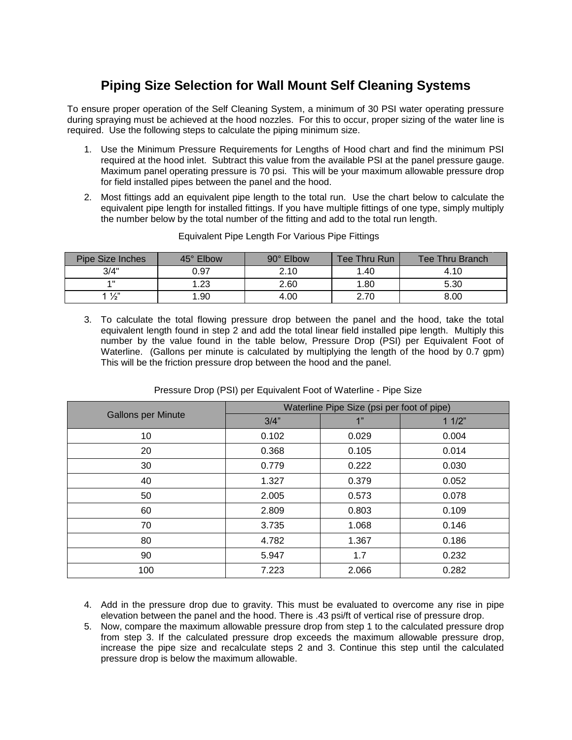# Piping Size Selection for Wall Mount Self Cleaning Systems

To ensure proper operation of the Self Cleaning System, a minimum of 30 PSI water operating pressure during spraying must be achieved at the hood nozzles. For this to occur, proper sizing of the water line is required. Use the following steps to calculate the piping minimum size.

1. Use the Minimum Pressure Requirements for Lengths of Hood chart and find the minimum PSI required at the hood inlet. Subtract this value from the available PSI at the panel pressure gauge. Maximum panel operating pressure is 70 psi. This will be your maximum allowable pressure drop for field installed pipes between the panel and the hood.
2. Most fittings add an equivalent pipe length to the total run. Use the chart below to calculate the equivalent pipe length for installed fittings. If you have multiple fittings of one type, simply multiply the number below by the total number of the fitting and add to the total run length.

Equivalent Pipe Length For Various Pipe Fittings

| Pipe Size Inches | 45° Elbow | 90° Elbow | Tee Thru Run | Tee Thru Branch |
|---|---|---|---|---|
| 3/4" | 0.97 | 2.10 | 1.40 | 4.10 |
| 1" | 1.23 | 2.60 | 1.80 | 5.30 |
| 1 ½" | 1.90 | 4.00 | 2.70 | 8.00 |

3. To calculate the total flowing pressure drop between the panel and the hood, take the total equivalent length found in step 2 and add the total linear field installed pipe length. Multiply this number by the value found in the table below, Pressure Drop (PSI) per Equivalent Foot of Waterline. (Gallons per minute is calculated by multiplying the length of the hood by 0.7 gpm) This will be the friction pressure drop between the hood and the panel.

Pressure Drop (PSI) per Equivalent Foot of Waterline - Pipe Size

| Gallons per Minute | Waterline Pipe Size (psi per foot of pipe) | | |
|---|---|---|---|
| | 3/4" | 1" | 1 1/2" |
| 10 | 0.102 | 0.029 | 0.004 |
| 20 | 0.368 | 0.105 | 0.014 |
| 30 | 0.779 | 0.222 | 0.030 |
| 40 | 1.327 | 0.379 | 0.052 |
| 50 | 2.005 | 0.573 | 0.078 |
| 60 | 2.809 | 0.803 | 0.109 |
| 70 | 3.735 | 1.068 | 0.146 |
| 80 | 4.782 | 1.367 | 0.186 |
| 90 | 5.947 | 1.7 | 0.232 |
| 100 | 7.223 | 2.066 | 0.282 |

4. Add in the pressure drop due to gravity. This must be evaluated to overcome any rise in pipe elevation between the panel and the hood. There is .43 psi/ft of vertical rise of pressure drop.
5. Now, compare the maximum allowable pressure drop from step 1 to the calculated pressure drop from step 3. If the calculated pressure drop exceeds the maximum allowable pressure drop, increase the pipe size and recalculate steps 2 and 3. Continue this step until the calculated pressure drop is below the maximum allowable.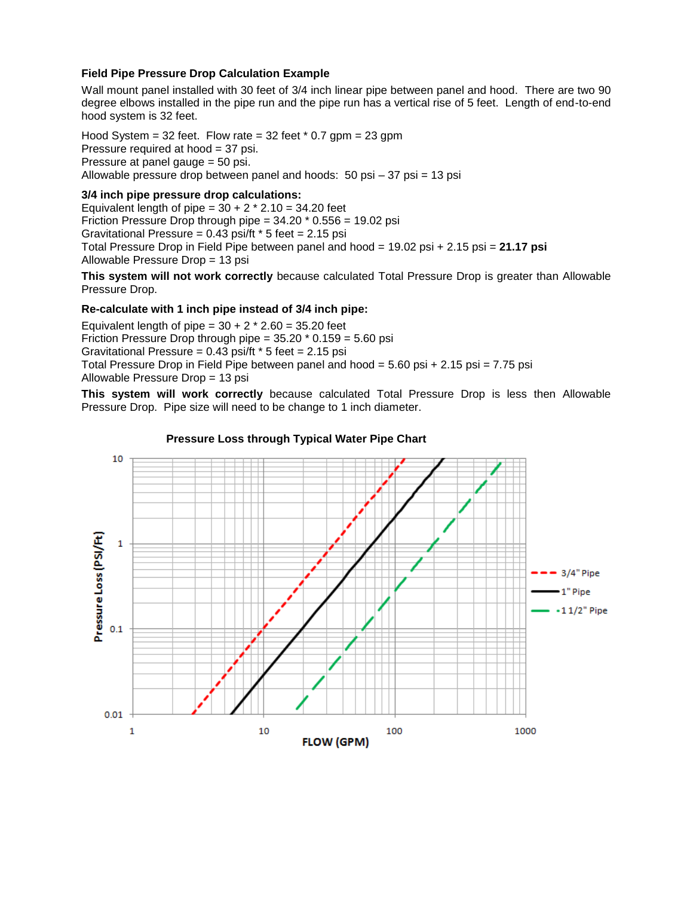## Field Pipe Pressure Drop Calculation Example

Wall mount panel installed with 30 feet of 3/4 inch linear pipe between panel and hood. There are two 90 degree elbows installed in the pipe run and the pipe run has a vertical rise of 5 feet. Length of end-to-end hood system is 32 feet.

Hood System = 32 feet. Flow rate = 32 feet * 0.7 gpm = 23 gpm
Pressure required at hood = 37 psi.
Pressure at panel gauge = 50 psi.
Allowable pressure drop between panel and hoods: 50 psi – 37 psi = 13 psi

### 3/4 inch pipe pressure drop calculations:

Equivalent length of pipe = 30 + 2 * 2.10 = 34.20 feet
Friction Pressure Drop through pipe = 34.20 * 0.556 = 19.02 psi
Gravitational Pressure = 0.43 psi/ft * 5 feet = 2.15 psi
Total Pressure Drop in Field Pipe between panel and hood = 19.02 psi + 2.15 psi = **21.17 psi**
Allowable Pressure Drop = 13 psi

**This system will not work correctly** because calculated Total Pressure Drop is greater than Allowable Pressure Drop.

### Re-calculate with 1 inch pipe instead of 3/4 inch pipe:

Equivalent length of pipe = 30 + 2 * 2.60 = 35.20 feet
Friction Pressure Drop through pipe = 35.20 * 0.159 = 5.60 psi
Gravitational Pressure = 0.43 psi/ft * 5 feet = 2.15 psi
Total Pressure Drop in Field Pipe between panel and hood = 5.60 psi + 2.15 psi = 7.75 psi
Allowable Pressure Drop = 13 psi

**This system will work correctly** because calculated Total Pressure Drop is less then Allowable Pressure Drop. Pipe size will need to be change to 1 inch diameter.

**Pressure Loss through Typical Water Pipe Chart**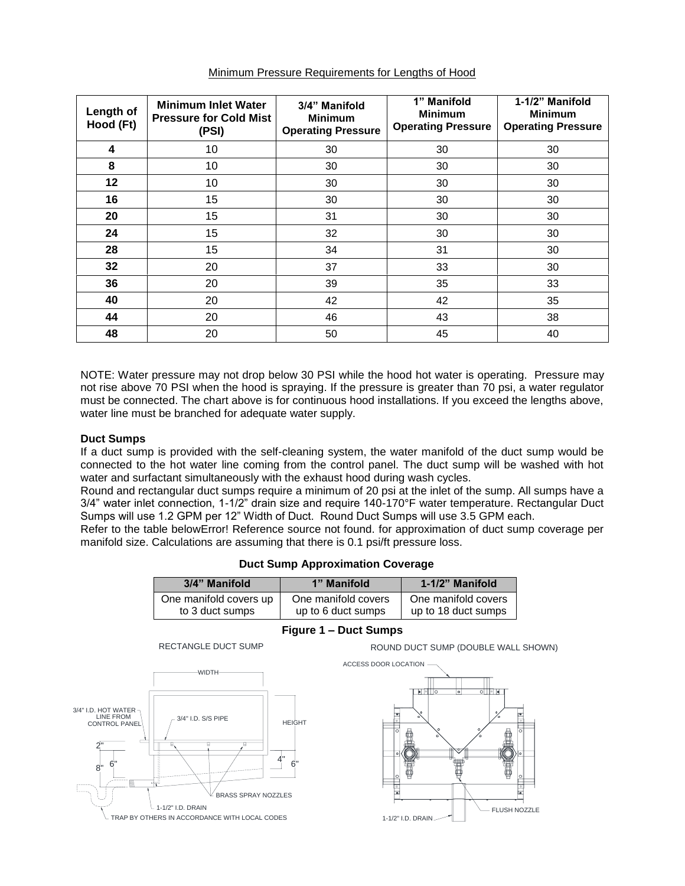Minimum Pressure Requirements for Lengths of Hood

| Length of Hood (Ft) | Minimum Inlet Water Pressure for Cold Mist (PSI) | 3/4" Manifold Minimum Operating Pressure | 1" Manifold Minimum Operating Pressure | 1-1/2" Manifold Minimum Operating Pressure |
|---|---|---|---|---|
| 4 | 10 | 30 | 30 | 30 |
| 8 | 10 | 30 | 30 | 30 |
| 12 | 10 | 30 | 30 | 30 |
| 16 | 15 | 30 | 30 | 30 |
| 20 | 15 | 31 | 30 | 30 |
| 24 | 15 | 32 | 30 | 30 |
| 28 | 15 | 34 | 31 | 30 |
| 32 | 20 | 37 | 33 | 30 |
| 36 | 20 | 39 | 35 | 33 |
| 40 | 20 | 42 | 42 | 35 |
| 44 | 20 | 46 | 43 | 38 |
| 48 | 20 | 50 | 45 | 40 |

NOTE: Water pressure may not drop below 30 PSI while the hood hot water is operating. Pressure may not rise above 70 PSI when the hood is spraying. If the pressure is greater than 70 psi, a water regulator must be connected. The chart above is for continuous hood installations. If you exceed the lengths above, water line must be branched for adequate water supply.

**Duct Sumps**

If a duct sump is provided with the self-cleaning system, the water manifold of the duct sump would be connected to the hot water line coming from the control panel. The duct sump will be washed with hot water and surfactant simultaneously with the exhaust hood during wash cycles.

Round and rectangular duct sumps require a minimum of 20 psi at the inlet of the sump. All sumps have a 3/4" water inlet connection, 1-1/2" drain size and require 140-170°F water temperature. Rectangular Duct Sumps will use 1.2 GPM per 12" Width of Duct. Round Duct Sumps will use 3.5 GPM each.

Refer to the table belowError! Reference source not found. for approximation of duct sump coverage per manifold size. Calculations are assuming that there is 0.1 psi/ft pressure loss.

**Duct Sump Approximation Coverage**

| 3/4" Manifold | 1" Manifold | 1-1/2" Manifold |
|---|---|---|
| One manifold covers up to 3 duct sumps | One manifold covers up to 6 duct sumps | One manifold covers up to 18 duct sumps |

**Figure 1 – Duct Sumps**

RECTANGLE DUCT SUMP

WIDTH
HEIGHT
3/4" I.D. HOT WATER LINE FROM CONTROL PANEL
3/4" I.D. S/S PIPE
2"
8"
6"
4"
6"
BRASS SPRAY NOZZLES
1-1/2" I.D. DRAIN
TRAP BY OTHERS IN ACCORDANCE WITH LOCAL CODES

ROUND DUCT SUMP (DOUBLE WALL SHOWN)

ACCESS DOOR LOCATION
FLUSH NOZZLE
1-1/2" I.D. DRAIN